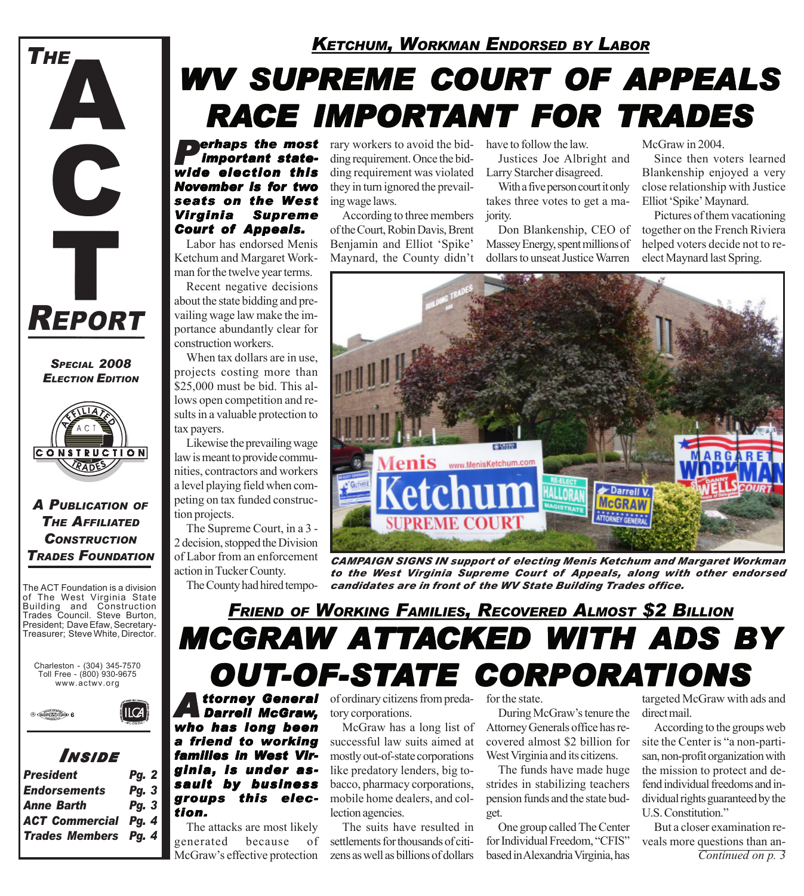# THE ACT REPORT

*Special 2008 Election Edition*

**A Publication of The Affiliated Construction Trades Foundation**

The ACT Foundation is a division of The West Virginia State Building and Construction Trades Council. Steve Burton, President; Dave Efaw, Secretary-Treasurer; Steve White, Director.

Charleston - (304) 345-7570
Toll Free - (800) 930-9675
www.actwv.org

### Inside

| | |
|---|---|
| President | Pg. 2 |
| Endorsements | Pg. 3 |
| Anne Barth | Pg. 3 |
| ACT Commercial | Pg. 4 |
| Trades Members | Pg. 4 |

## KETCHUM, WORKMAN ENDORSED BY LABOR

# WV SUPREME COURT OF APPEALS RACE IMPORTANT FOR TRADES

***Perhaps the most important statewide election this November is for two seats on the West Virginia Supreme Court of Appeals.***

Labor has endorsed Menis Ketchum and Margaret Workman for the twelve year terms.

Recent negative decisions about the state bidding and prevailing wage law make the importance abundantly clear for construction workers.

When tax dollars are in use, projects costing more than $25,000 must be bid. This allows open competition and results in a valuable protection to tax payers.

Likewise the prevailing wage law is meant to provide communities, contractors and workers a level playing field when competing on tax funded construction projects.

The Supreme Court, in a 3 - 2 decision, stopped the Division of Labor from an enforcement action in Tucker County.

The County had hired temporary workers to avoid the bidding requirement. Once the bidding requirement was violated they in turn ignored the prevailing wage laws.

According to three members of the Court, Robin Davis, Brent Benjamin and Elliot 'Spike' Maynard, the County didn't have to follow the law.

Justices Joe Albright and Larry Starcher disagreed.

With a five person court it only takes three votes to get a majority.

Don Blankenship, CEO of Massey Energy, spent millions of dollars to unseat Justice Warren McGraw in 2004.

Since then voters learned Blankenship enjoyed a very close relationship with Justice Elliot 'Spike' Maynard.

Pictures of them vacationing together on the French Riviera helped voters decide not to re-elect Maynard last Spring.

*CAMPAIGN SIGNS IN support of electing Menis Ketchum and Margaret Workman to the West Virginia Supreme Court of Appeals, along with other endorsed candidates are in front of the WV State Building Trades office.*

## FRIEND OF WORKING FAMILIES, RECOVERED ALMOST $2 BILLION

# MCGRAW ATTACKED WITH ADS BY OUT-OF-STATE CORPORATIONS

***Attorney General Darrell McGraw, who has long been a friend to working families in West Virginia, is under assault by business groups this election.***

The attacks are most likely generated because of McGraw's effective protection of ordinary citizens from predatory corporations.

McGraw has a long list of successful law suits aimed at mostly out-of-state corporations like predatory lenders, big tobacco, pharmacy corporations, mobile home dealers, and collection agencies.

The suits have resulted in settlements for thousands of citizens as well as billions of dollars for the state.

During McGraw's tenure the Attorney Generals office has recovered almost $2 billion for West Virginia and its citizens.

The funds have made huge strides in stabilizing teachers pension funds and the state budget.

One group called The Center for Individual Freedom, "CFIS" based in Alexandria Virginia, has targeted McGraw with ads and direct mail.

According to the groups web site the Center is "a non-partisan, non-profit organization with the mission to protect and defend individual freedoms and individual rights guaranteed by the U.S. Constitution."

But a closer examination reveals more questions than an-

*Continued on p. 3*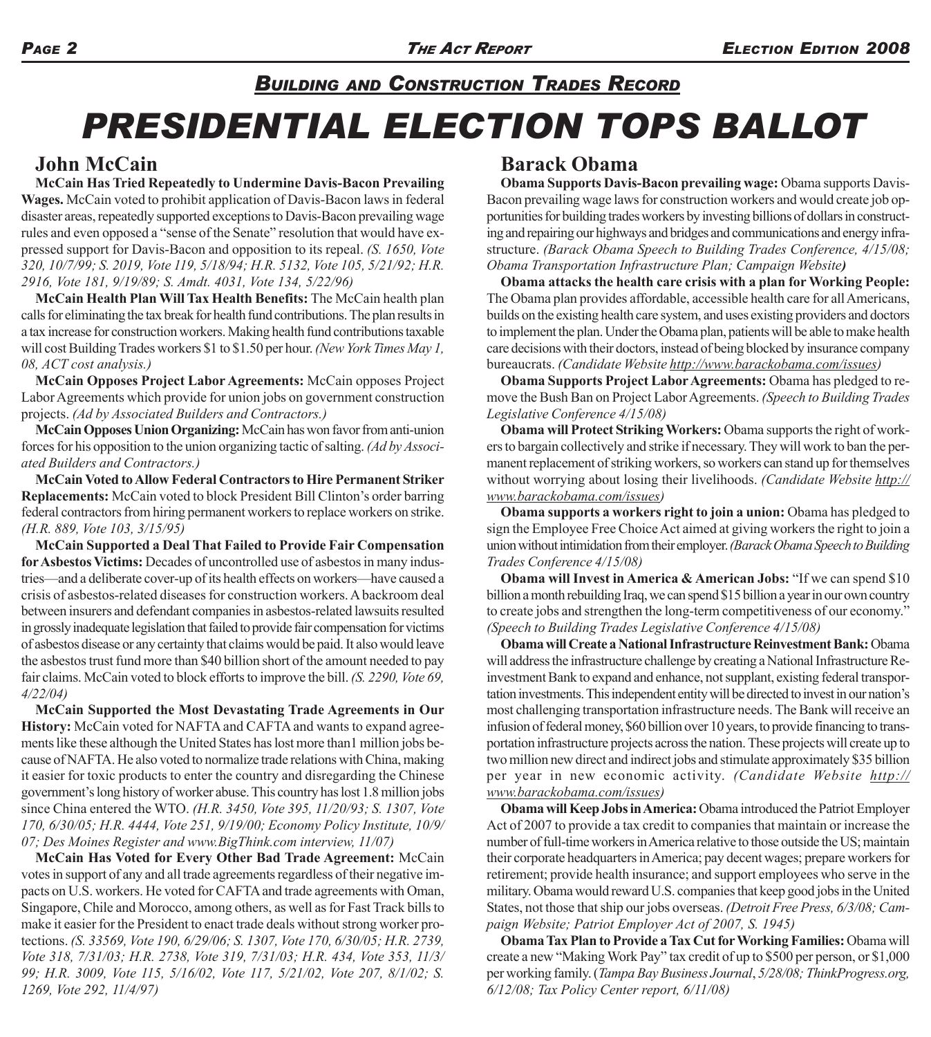## *Building and Construction Trades Record*

# *PRESIDENTIAL ELECTION TOPS BALLOT*

## John McCain

**McCain Has Tried Repeatedly to Undermine Davis-Bacon Prevailing Wages.** McCain voted to prohibit application of Davis-Bacon laws in federal disaster areas, repeatedly supported exceptions to Davis-Bacon prevailing wage rules and even opposed a "sense of the Senate" resolution that would have expressed support for Davis-Bacon and opposition to its repeal. *(S. 1650, Vote 320, 10/7/99; S. 2019, Vote 119, 5/18/94; H.R. 5132, Vote 105, 5/21/92; H.R. 2916, Vote 181, 9/19/89; S. Amdt. 4031, Vote 134, 5/22/96)*

**McCain Health Plan Will Tax Health Benefits:** The McCain health plan calls for eliminating the tax break for health fund contributions. The plan results in a tax increase for construction workers. Making health fund contributions taxable will cost Building Trades workers $1 to $1.50 per hour. *(New York Times May 1, 08, ACT cost analysis.)*

**McCain Opposes Project Labor Agreements:** McCain opposes Project Labor Agreements which provide for union jobs on government construction projects. *(Ad by Associated Builders and Contractors.)*

**McCain Opposes Union Organizing:** McCain has won favor from anti-union forces for his opposition to the union organizing tactic of salting. *(Ad by Associated Builders and Contractors.)*

**McCain Voted to Allow Federal Contractors to Hire Permanent Striker Replacements:** McCain voted to block President Bill Clinton's order barring federal contractors from hiring permanent workers to replace workers on strike. *(H.R. 889, Vote 103, 3/15/95)*

**McCain Supported a Deal That Failed to Provide Fair Compensation for Asbestos Victims:** Decades of uncontrolled use of asbestos in many industries—and a deliberate cover-up of its health effects on workers—have caused a crisis of asbestos-related diseases for construction workers. A backroom deal between insurers and defendant companies in asbestos-related lawsuits resulted in grossly inadequate legislation that failed to provide fair compensation for victims of asbestos disease or any certainty that claims would be paid. It also would leave the asbestos trust fund more than $40 billion short of the amount needed to pay fair claims. McCain voted to block efforts to improve the bill. *(S. 2290, Vote 69, 4/22/04)*

**McCain Supported the Most Devastating Trade Agreements in Our History:** McCain voted for NAFTA and CAFTA and wants to expand agreements like these although the United States has lost more than1 million jobs because of NAFTA. He also voted to normalize trade relations with China, making it easier for toxic products to enter the country and disregarding the Chinese government's long history of worker abuse. This country has lost 1.8 million jobs since China entered the WTO. *(H.R. 3450, Vote 395, 11/20/93; S. 1307, Vote 170, 6/30/05; H.R. 4444, Vote 251, 9/19/00; Economy Policy Institute, 10/9/07; Des Moines Register and www.BigThink.com interview, 11/07)*

**McCain Has Voted for Every Other Bad Trade Agreement:** McCain votes in support of any and all trade agreements regardless of their negative impacts on U.S. workers. He voted for CAFTA and trade agreements with Oman, Singapore, Chile and Morocco, among others, as well as for Fast Track bills to make it easier for the President to enact trade deals without strong worker protections. *(S. 33569, Vote 190, 6/29/06; S. 1307, Vote 170, 6/30/05; H.R. 2739, Vote 318, 7/31/03; H.R. 2738, Vote 319, 7/31/03; H.R. 434, Vote 353, 11/3/99; H.R. 3009, Vote 115, 5/16/02, Vote 117, 5/21/02, Vote 207, 8/1/02; S. 1269, Vote 292, 11/4/97)*

## Barack Obama

**Obama Supports Davis-Bacon prevailing wage:** Obama supports Davis-Bacon prevailing wage laws for construction workers and would create job opportunities for building trades workers by investing billions of dollars in constructing and repairing our highways and bridges and communications and energy infrastructure. *(Barack Obama Speech to Building Trades Conference, 4/15/08; Obama Transportation Infrastructure Plan; Campaign Website)*

**Obama attacks the health care crisis with a plan for Working People:** The Obama plan provides affordable, accessible health care for all Americans, builds on the existing health care system, and uses existing providers and doctors to implement the plan. Under the Obama plan, patients will be able to make health care decisions with their doctors, instead of being blocked by insurance company bureaucrats. *(Candidate Website http://www.barackobama.com/issues)*

**Obama Supports Project Labor Agreements:** Obama has pledged to remove the Bush Ban on Project Labor Agreements. *(Speech to Building Trades Legislative Conference 4/15/08)*

**Obama will Protect Striking Workers:** Obama supports the right of workers to bargain collectively and strike if necessary. They will work to ban the permanent replacement of striking workers, so workers can stand up for themselves without worrying about losing their livelihoods. *(Candidate Website http://www.barackobama.com/issues)*

**Obama supports a workers right to join a union:** Obama has pledged to sign the Employee Free Choice Act aimed at giving workers the right to join a union without intimidation from their employer. *(Barack Obama Speech to Building Trades Conference 4/15/08)*

**Obama will Invest in America & American Jobs:** "If we can spend $10 billion a month rebuilding Iraq, we can spend $15 billion a year in our own country to create jobs and strengthen the long-term competitiveness of our economy." *(Speech to Building Trades Legislative Conference 4/15/08)*

**Obama will Create a National Infrastructure Reinvestment Bank:** Obama will address the infrastructure challenge by creating a National Infrastructure Reinvestment Bank to expand and enhance, not supplant, existing federal transportation investments. This independent entity will be directed to invest in our nation's most challenging transportation infrastructure needs. The Bank will receive an infusion of federal money, $60 billion over 10 years, to provide financing to transportation infrastructure projects across the nation. These projects will create up to two million new direct and indirect jobs and stimulate approximately $35 billion per year in new economic activity. *(Candidate Website http://www.barackobama.com/issues)*

**Obama will Keep Jobs in America:** Obama introduced the Patriot Employer Act of 2007 to provide a tax credit to companies that maintain or increase the number of full-time workers in America relative to those outside the US; maintain their corporate headquarters in America; pay decent wages; prepare workers for retirement; provide health insurance; and support employees who serve in the military. Obama would reward U.S. companies that keep good jobs in the United States, not those that ship our jobs overseas. *(Detroit Free Press, 6/3/08; Campaign Website; Patriot Employer Act of 2007, S. 1945)*

**Obama Tax Plan to Provide a Tax Cut for Working Families:** Obama will create a new "Making Work Pay" tax credit of up to $500 per person, or $1,000 per working family. (*Tampa Bay Business Journal*, *5/28/08; ThinkProgress.org, 6/12/08; Tax Policy Center report, 6/11/08)*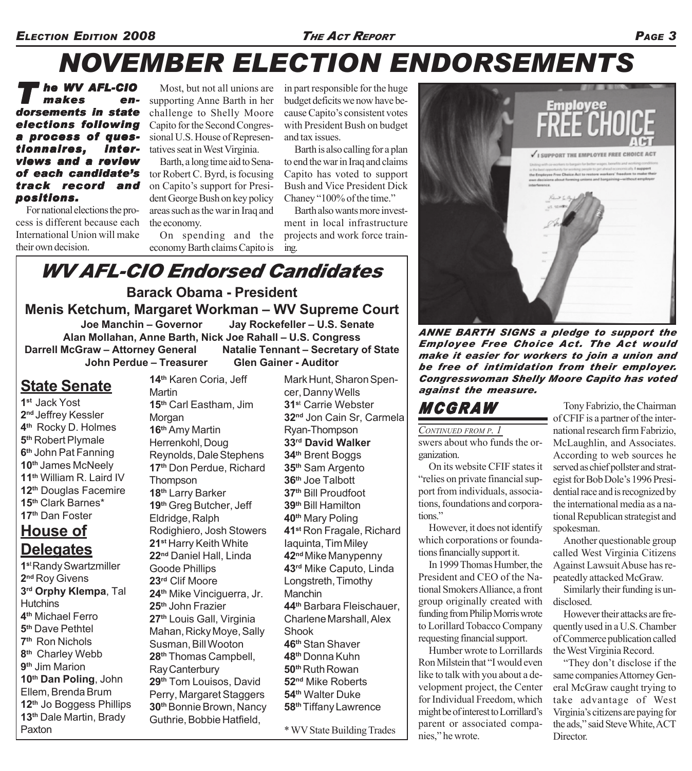# NOVEMBER ELECTION ENDORSEMENTS

***The WV AFL-CIO makes endorsements in state elections following a process of questionnaires, interviews and a review of each candidate's track record and positions.***

For national elections the process is different because each International Union will make their own decision.

Most, but not all unions are supporting Anne Barth in her challenge to Shelly Moore Capito for the Second Congressional U.S. House of Representatives seat in West Virginia.

Barth, a long time aid to Senator Robert C. Byrd, is focusing on Capito's support for President George Bush on key policy areas such as the war in Iraq and the economy.

On spending and the economy Barth claims Capito is in part responsible for the huge budget deficits we now have because Capito's consistent votes with President Bush on budget and tax issues.

Barth is also calling for a plan to end the war in Iraq and claims Capito has voted to support Bush and Vice President Dick Chaney "100% of the time."

Barth also wants more investment in local infrastructure projects and work force training.

***ANNE BARTH SIGNS a pledge to support the Employee Free Choice Act. The Act would make it easier for workers to join a union and be free of intimidation from their employer. Congresswoman Shelly Moore Capito has voted against the measure.***

## WV AFL-CIO Endorsed Candidates

**Barack Obama - President**

**Menis Ketchum, Margaret Workman – WV Supreme Court**

**Joe Manchin – Governor** **Jay Rockefeller – U.S. Senate**

**Alan Mollahan, Anne Barth, Nick Joe Rahall – U.S. Congress**

**Darrell McGraw – Attorney General** **Natalie Tennant – Secretary of State**

**John Perdue – Treasurer** **Glen Gainer - Auditor**

### State Senate

1st Jack Yost
2nd Jeffrey Kessler
4th Rocky D. Holmes
5th Robert Plymale
6th John Pat Fanning
10th James McNeely
11th William R. Laird IV
12th Douglas Facemire
15th Clark Barnes*
17th Dan Foster

### House of Delegates

1st Randy Swartzmiller
2nd Roy Givens
3rd **Orphy Klempa**, Tal Hutchins
4th Michael Ferro
5th Dave Pethtel
7th Ron Nichols
8th Charley Webb
9th Jim Marion
10th **Dan Poling**, John Ellem, Brenda Brum
12th Jo Boggess Phillips
13th Dale Martin, Brady Paxton
14th Karen Coria, Jeff Martin
15th Carl Eastham, Jim Morgan
16th Amy Martin Herrenkohl, Doug Reynolds, Dale Stephens
17th Don Perdue, Richard Thompson
18th Larry Barker
19th Greg Butcher, Jeff Eldridge, Ralph Rodighiero, Josh Stowers
21st Harry Keith White
22nd Daniel Hall, Linda Goode Phillips
23rd Clif Moore
24th Mike Vinciguerra, Jr.
25th John Frazier
27th Louis Gall, Virginia Mahan, Ricky Moye, Sally Susman, Bill Wooton
28th Thomas Campbell, Ray Canterbury
29th Tom Louisos, David Perry, Margaret Staggers
30th Bonnie Brown, Nancy Guthrie, Bobbie Hatfield, Mark Hunt, Sharon Spencer, Danny Wells
31st Carrie Webster
32nd Jon Cain Sr, Carmela Ryan-Thompson
33rd **David Walker**
34th Brent Boggs
35th Sam Argento
36th Joe Talbott
37th Bill Proudfoot
39th Bill Hamilton
40th Mary Poling
41st Ron Fragale, Richard Iaquinta, Tim Miley
42nd Mike Manypenny
43rd Mike Caputo, Linda Longstreth, Timothy Manchin
44th Barbara Fleischauer, Charlene Marshall, Alex Shook
46th Stan Shaver
48th Donna Kuhn
50th Ruth Rowan
52nd Mike Roberts
54th Walter Duke
58th Tiffany Lawrence

\* WV State Building Trades

## MCGRAW

*CONTINUED FROM P. 1*

swers about who funds the organization.

On its website CFIF states it "relies on private financial support from individuals, associations, foundations and corporations."

However, it does not identify which corporations or foundations financially support it.

In 1999 Thomas Humber, the President and CEO of the National Smokers Alliance, a front group originally created with funding from Philip Morris wrote to Lorillard Tobacco Company requesting financial support.

Humber wrote to Lorrillards Ron Milstein that "I would even like to talk with you about a development project, the Center for Individual Freedom, which might be of interest to Lorillard's parent or associated companies," he wrote.

Tony Fabrizio, the Chairman of CFIF is a partner of the international research firm Fabrizio, McLaughlin, and Associates. According to web sources he served as chief pollster and strategist for Bob Dole's 1996 Presidential race and is recognized by the international media as a national Republican strategist and spokesman.

Another questionable group called West Virginia Citizens Against Lawsuit Abuse has repeatedly attacked McGraw.

Similarly their funding is undisclosed.

However their attacks are frequently used in a U.S. Chamber of Commerce publication called the West Virginia Record.

"They don't disclose if the same companies Attorney General McGraw caught trying to take advantage of West Virginia's citizens are paying for the ads," said Steve White, ACT Director.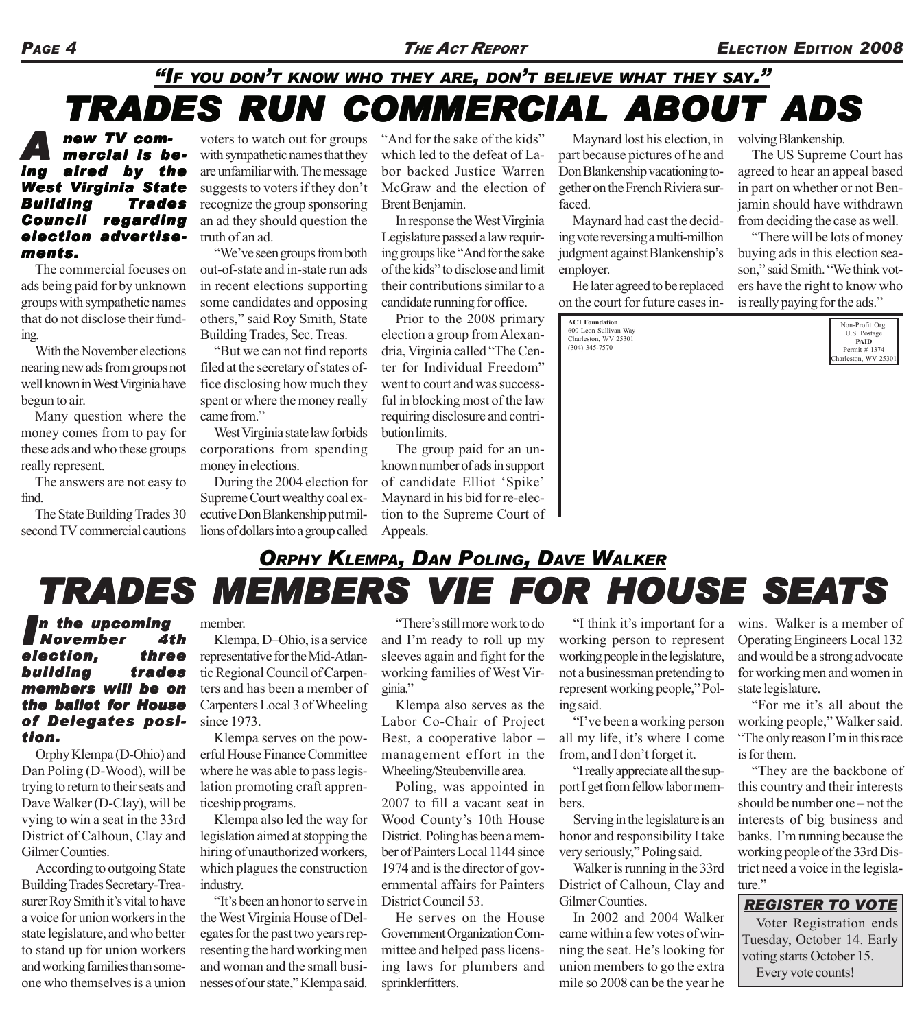### *"If you don't know who they are, don't believe what they say."*

# TRADES RUN COMMERCIAL ABOUT ADS

***A new TV commercial is being aired by the West Virginia State Building Trades Council regarding election advertisements.***

The commercial focuses on ads being paid for by unknown groups with sympathetic names that do not disclose their funding.

With the November elections nearing new ads from groups not well known in West Virginia have begun to air.

Many question where the money comes from to pay for these ads and who these groups really represent.

The answers are not easy to find.

The State Building Trades 30 second TV commercial cautions voters to watch out for groups with sympathetic names that they are unfamiliar with. The message suggests to voters if they don't recognize the group sponsoring an ad they should question the truth of an ad.

"We've seen groups from both out-of-state and in-state run ads in recent elections supporting some candidates and opposing others," said Roy Smith, State Building Trades, Sec. Treas.

"But we can not find reports filed at the secretary of states office disclosing how much they spent or where the money really came from."

West Virginia state law forbids corporations from spending money in elections.

During the 2004 election for Supreme Court wealthy coal executive Don Blankenship put millions of dollars into a group called "And for the sake of the kids" which led to the defeat of Labor backed Justice Warren McGraw and the election of Brent Benjamin.

In response the West Virginia Legislature passed a law requiring groups like "And for the sake of the kids" to disclose and limit their contributions similar to a candidate running for office.

Prior to the 2008 primary election a group from Alexandria, Virginia called "The Center for Individual Freedom" went to court and was successful in blocking most of the law requiring disclosure and contribution limits.

The group paid for an unknown number of ads in support of candidate Elliot 'Spike' Maynard in his bid for re-election to the Supreme Court of Appeals.

Maynard lost his election, in part because pictures of he and Don Blankenship vacationing together on the French Riviera surfaced.

Maynard had cast the deciding vote reversing a multi-million judgment against Blankenship's employer.

He later agreed to be replaced on the court for future cases involving Blankenship.

The US Supreme Court has agreed to hear an appeal based in part on whether or not Benjamin should have withdrawn from deciding the case as well.

"There will be lots of money buying ads in this election season," said Smith. "We think voters have the right to know who is really paying for the ads."

**ACT Foundation**
600 Leon Sullivan Way
Charleston, WV 25301
(304) 345-7570

Non-Profit Org.
U.S. Postage
**PAID**
Permit # 1374
Charleston, WV 25301

### *Orphy Klempa, Dan Poling, Dave Walker*

# TRADES MEMBERS VIE FOR HOUSE SEATS

***In the upcoming November 4th election, three building trades members will be on the ballot for House of Delegates position.***

Orphy Klempa (D-Ohio) and Dan Poling (D-Wood), will be trying to return to their seats and Dave Walker (D-Clay), will be vying to win a seat in the 33rd District of Calhoun, Clay and Gilmer Counties.

According to outgoing State Building Trades Secretary-Treasurer Roy Smith it's vital to have a voice for union workers in the state legislature, and who better to stand up for union workers and working families than someone who themselves is a union member.

Klempa, D–Ohio, is a service representative for the Mid-Atlantic Regional Council of Carpenters and has been a member of Carpenters Local 3 of Wheeling since 1973.

Klempa serves on the powerful House Finance Committee where he was able to pass legislation promoting craft apprenticeship programs.

Klempa also led the way for legislation aimed at stopping the hiring of unauthorized workers, which plagues the construction industry.

"It's been an honor to serve in the West Virginia House of Delegates for the past two years representing the hard working men and woman and the small businesses of our state," Klempa said.

"There's still more work to do and I'm ready to roll up my sleeves again and fight for the working families of West Virginia."

Klempa also serves as the Labor Co-Chair of Project Best, a cooperative labor – management effort in the Wheeling/Steubenville area.

Poling, was appointed in 2007 to fill a vacant seat in Wood County's 10th House District. Poling has been a member of Painters Local 1144 since 1974 and is the director of governmental affairs for Painters District Council 53.

He serves on the House Government Organization Committee and helped pass licensing laws for plumbers and sprinklerfitters.

"I think it's important for a working person to represent working people in the legislature, not a businessman pretending to represent working people," Poling said.

"I've been a working person all my life, it's where I come from, and I don't forget it.

"I really appreciate all the support I get from fellow labor members.

Serving in the legislature is an honor and responsibility I take very seriously," Poling said.

Walker is running in the 33rd District of Calhoun, Clay and Gilmer Counties.

In 2002 and 2004 Walker came within a few votes of winning the seat. He's looking for union members to go the extra mile so 2008 can be the year he wins. Walker is a member of Operating Engineers Local 132 and would be a strong advocate for working men and women in state legislature.

"For me it's all about the working people," Walker said. "The only reason I'm in this race is for them.

"They are the backbone of this country and their interests should be number one – not the interests of big business and banks. I'm running because the working people of the 33rd District need a voice in the legislature."

**REGISTER TO VOTE**

Voter Registration ends Tuesday, October 14. Early voting starts October 15.
Every vote counts!